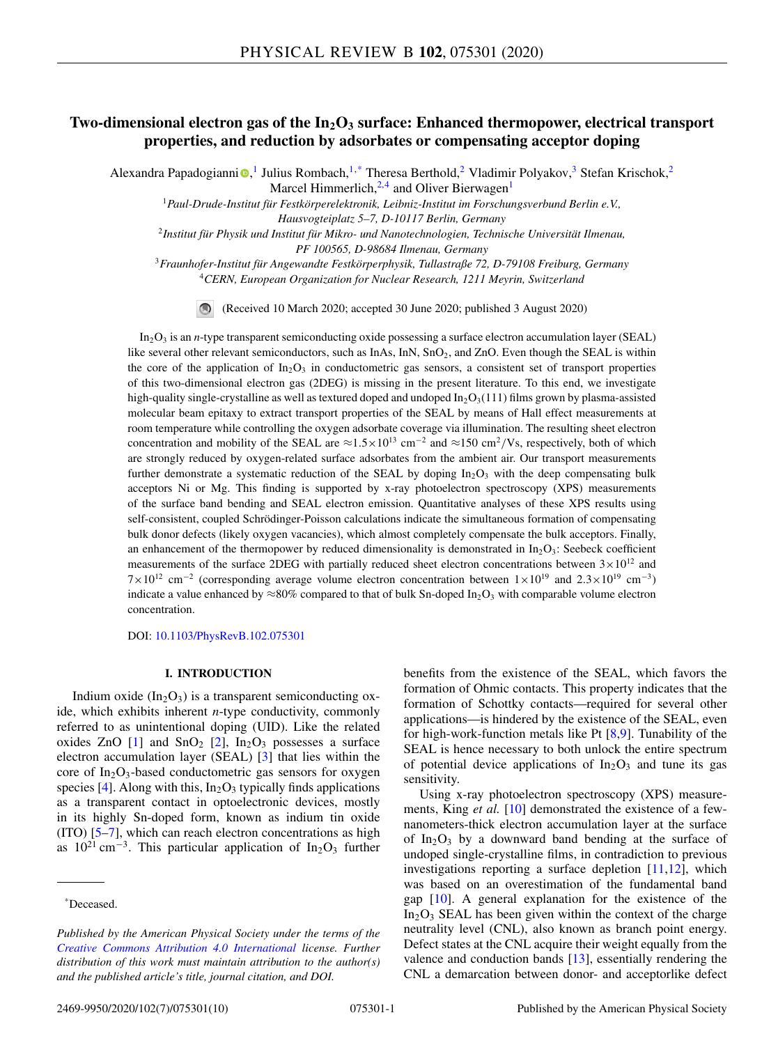# Two-dimensional electron gas of the $In_2O_3$ surface: Enhanced thermopower, electrical transport properties, and reduction by adsorbates or compensating acceptor doping

Alexandra Papadogianni [1], Julius Rombach [1,*], Theresa Berthold [2], Vladimir Polyakov [3], Stefan Krischok [2], Marcel Himmerlich [2,4] and Oliver Bierwagen [1]

[1] *Paul-Drude-Institut für Festkörperelektronik, Leibniz-Institut im Forschungsverbund Berlin e.V., Hausvogteiplatz 5–7, D-10117 Berlin, Germany*

[2] *Institut für Physik und Institut für Mikro- und Nanotechnologien, Technische Universität Ilmenau, PF 100565, D-98684 Ilmenau, Germany*

[3] *Fraunhofer-Institut für Angewandte Festkörperphysik, Tullastraße 72, D-79108 Freiburg, Germany*

[4] *CERN, European Organization for Nuclear Research, 1211 Meyrin, Switzerland*

(Received 10 March 2020; accepted 30 June 2020; published 3 August 2020)

$In_2O_3$ is an *n*-type transparent semiconducting oxide possessing a surface electron accumulation layer (SEAL) like several other relevant semiconductors, such as InAs, InN, $SnO_2$, and ZnO. Even though the SEAL is within the core of the application of $In_2O_3$ in conductometric gas sensors, a consistent set of transport properties of this two-dimensional electron gas (2DEG) is missing in the present literature. To this end, we investigate high-quality single-crystalline as well as textured doped and undoped $In_2O_3(111)$ films grown by plasma-assisted molecular beam epitaxy to extract transport properties of the SEAL by means of Hall effect measurements at room temperature while controlling the oxygen adsorbate coverage via illumination. The resulting sheet electron concentration and mobility of the SEAL are $\approx 1.5\times10^{13}$ $cm^{-2}$ and $\approx 150$ $cm^2/Vs$, respectively, both of which are strongly reduced by oxygen-related surface adsorbates from the ambient air. Our transport measurements further demonstrate a systematic reduction of the SEAL by doping $In_2O_3$ with the deep compensating bulk acceptors Ni or Mg. This finding is supported by x-ray photoelectron spectroscopy (XPS) measurements of the surface band bending and SEAL electron emission. Quantitative analyses of these XPS results using self-consistent, coupled Schrödinger-Poisson calculations indicate the simultaneous formation of compensating bulk donor defects (likely oxygen vacancies), which almost completely compensate the bulk acceptors. Finally, an enhancement of the thermopower by reduced dimensionality is demonstrated in $In_2O_3$: Seebeck coefficient measurements of the surface 2DEG with partially reduced sheet electron concentrations between $3\times10^{12}$ and $7\times10^{12}$ $cm^{-2}$ (corresponding average volume electron concentration between $1\times10^{19}$ and $2.3\times10^{19}$ $cm^{-3}$) indicate a value enhanced by $\approx$80% compared to that of bulk Sn-doped $In_2O_3$ with comparable volume electron concentration.

DOI: 10.1103/PhysRevB.102.075301

## I. INTRODUCTION

Indium oxide ($In_2O_3$) is a transparent semiconducting oxide, which exhibits inherent *n*-type conductivity, commonly referred to as unintentional doping (UID). Like the related oxides ZnO [1] and $SnO_2$ [2], $In_2O_3$ possesses a surface electron accumulation layer (SEAL) [3] that lies within the core of $In_2O_3$-based conductometric gas sensors for oxygen species [4]. Along with this, $In_2O_3$ typically finds applications as a transparent contact in optoelectronic devices, mostly in its highly Sn-doped form, known as indium tin oxide (ITO) [5–7], which can reach electron concentrations as high as $10^{21}$ $cm^{-3}$. This particular application of $In_2O_3$ further benefits from the existence of the SEAL, which favors the formation of Ohmic contacts. This property indicates that the formation of Schottky contacts—required for several other applications—is hindered by the existence of the SEAL, even for high-work-function metals like Pt [8,9]. Tunability of the SEAL is hence necessary to both unlock the entire spectrum of potential device applications of $In_2O_3$ and tune its gas sensitivity.

Using x-ray photoelectron spectroscopy (XPS) measurements, King *et al.* [10] demonstrated the existence of a few-nanometers-thick electron accumulation layer at the surface of $In_2O_3$ by a downward band bending at the surface of undoped single-crystalline films, in contradiction to previous investigations reporting a surface depletion [11,12], which was based on an overestimation of the fundamental band gap [10]. A general explanation for the existence of the $In_2O_3$ SEAL has been given within the context of the charge neutrality level (CNL), also known as branch point energy. Defect states at the CNL acquire their weight equally from the valence and conduction bands [13], essentially rendering the CNL a demarcation between donor- and acceptorlike defect

*Deceased.

*Published by the American Physical Society under the terms of the Creative Commons Attribution 4.0 International license. Further distribution of this work must maintain attribution to the author(s) and the published article's title, journal citation, and DOI.*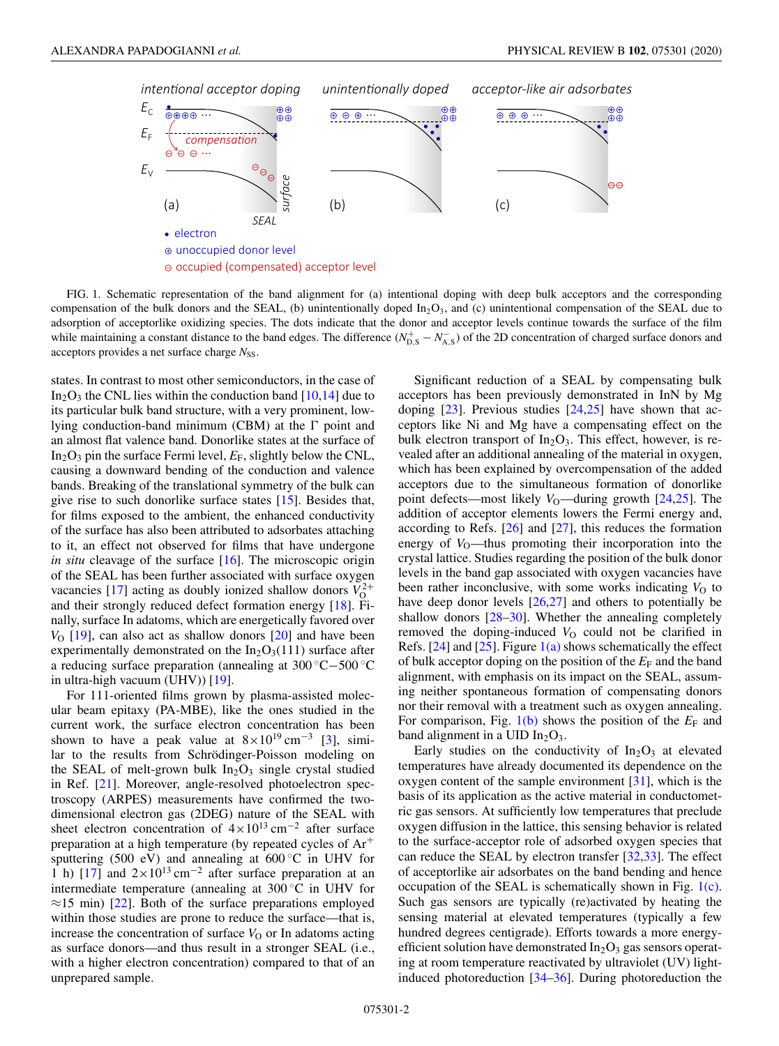FIG. 1. Schematic representation of the band alignment for (a) intentional doping with deep bulk acceptors and the corresponding compensation of the bulk donors and the SEAL, (b) unintentionally doped $In_2O_3$, and (c) unintentional compensation of the SEAL due to adsorption of acceptorlike oxidizing species. The dots indicate that the donor and acceptor levels continue towards the surface of the film while maintaining a constant distance to the band edges. The difference $(N^+_{D,S} - N^-_{A,S})$ of the 2D concentration of charged surface donors and acceptors provides a net surface charge $N_{SS}$.

states. In contrast to most other semiconductors, in the case of $In_2O_3$ the CNL lies within the conduction band [10,14] due to its particular bulk band structure, with a very prominent, low-lying conduction-band minimum (CBM) at the Γ point and an almost flat valence band. Donorlike states at the surface of $In_2O_3$ pin the surface Fermi level, $E_F$, slightly below the CNL, causing a downward bending of the conduction and valence bands. Breaking of the translational symmetry of the bulk can give rise to such donorlike surface states [15]. Besides that, for films exposed to the ambient, the enhanced conductivity of the surface has also been attributed to adsorbates attaching to it, an effect not observed for films that have undergone *in situ* cleavage of the surface [16]. The microscopic origin of the SEAL has been further associated with surface oxygen vacancies [17] acting as doubly ionized shallow donors $V_O^{2+}$ and their strongly reduced defect formation energy [18]. Finally, surface In adatoms, which are energetically favored over $V_O$ [19], can also act as shallow donors [20] and have been experimentally demonstrated on the $In_2O_3(111)$ surface after a reducing surface preparation (annealing at 300 °C−500 °C in ultra-high vacuum (UHV)) [19].

For 111-oriented films grown by plasma-assisted molecular beam epitaxy (PA-MBE), like the ones studied in the current work, the surface electron concentration has been shown to have a peak value at $8\times10^{19}\,\text{cm}^{-3}$ [3], similar to the results from Schrödinger-Poisson modeling on the SEAL of melt-grown bulk $In_2O_3$ single crystal studied in Ref. [21]. Moreover, angle-resolved photoelectron spectroscopy (ARPES) measurements have confirmed the two-dimensional electron gas (2DEG) nature of the SEAL with sheet electron concentration of $4\times10^{13}\,\text{cm}^{-2}$ after surface preparation at a high temperature (by repeated cycles of $Ar^+$ sputtering (500 eV) and annealing at 600 °C in UHV for 1 h) [17] and $2\times10^{13}\,\text{cm}^{-2}$ after surface preparation at an intermediate temperature (annealing at 300 °C in UHV for ≈15 min) [22]. Both of the surface preparations employed within those studies are prone to reduce the surface—that is, increase the concentration of surface $V_O$ or In adatoms acting as surface donors—and thus result in a stronger SEAL (i.e., with a higher electron concentration) compared to that of an unprepared sample.

Significant reduction of a SEAL by compensating bulk acceptors has been previously demonstrated in InN by Mg doping [23]. Previous studies [24,25] have shown that acceptors like Ni and Mg have a compensating effect on the bulk electron transport of $In_2O_3$. This effect, however, is revealed after an additional annealing of the material in oxygen, which has been explained by overcompensation of the added acceptors due to the simultaneous formation of donorlike point defects—most likely $V_O$—during growth [24,25]. The addition of acceptor elements lowers the Fermi energy and, according to Refs. [26] and [27], this reduces the formation energy of $V_O$—thus promoting their incorporation into the crystal lattice. Studies regarding the position of the bulk donor levels in the band gap associated with oxygen vacancies have been rather inconclusive, with some works indicating $V_O$ to have deep donor levels [26,27] and others to potentially be shallow donors [28–30]. Whether the annealing completely removed the doping-induced $V_O$ could not be clarified in Refs. [24] and [25]. Figure 1(a) shows schematically the effect of bulk acceptor doping on the position of the $E_F$ and the band alignment, with emphasis on its impact on the SEAL, assuming neither spontaneous formation of compensating donors nor their removal with a treatment such as oxygen annealing. For comparison, Fig. 1(b) shows the position of the $E_F$ and band alignment in a UID $In_2O_3$.

Early studies on the conductivity of $In_2O_3$ at elevated temperatures have already documented its dependence on the oxygen content of the sample environment [31], which is the basis of its application as the active material in conductometric gas sensors. At sufficiently low temperatures that preclude oxygen diffusion in the lattice, this sensing behavior is related to the surface-acceptor role of adsorbed oxygen species that can reduce the SEAL by electron transfer [32,33]. The effect of acceptorlike air adsorbates on the band bending and hence occupation of the SEAL is schematically shown in Fig. 1(c). Such gas sensors are typically (re)activated by heating the sensing material at elevated temperatures (typically a few hundred degrees centigrade). Efforts towards a more energy-efficient solution have demonstrated $In_2O_3$ gas sensors operating at room temperature reactivated by ultraviolet (UV) light-induced photoreduction [34–36]. During photoreduction the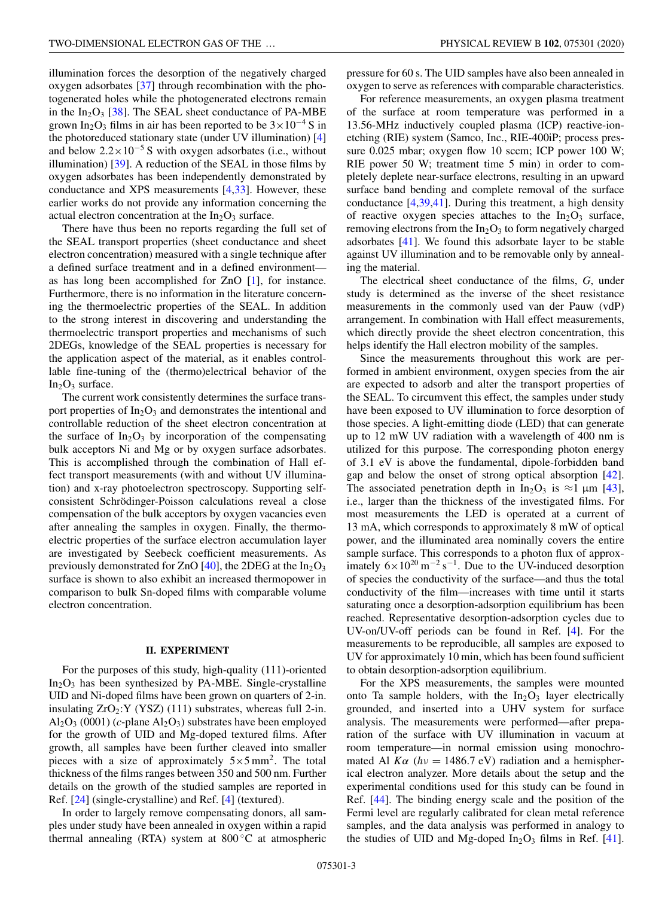illumination forces the desorption of the negatively charged oxygen adsorbates [37] through recombination with the photogenerated holes while the photogenerated electrons remain in the $In_2O_3$ [38]. The SEAL sheet conductance of PA-MBE grown $In_2O_3$ films in air has been reported to be $3\times10^{-4}$ S in the photoreduced stationary state (under UV illumination) [4] and below $2.2\times10^{-5}$ S with oxygen adsorbates (i.e., without illumination) [39]. A reduction of the SEAL in those films by oxygen adsorbates has been independently demonstrated by conductance and XPS measurements [4,33]. However, these earlier works do not provide any information concerning the actual electron concentration at the $In_2O_3$ surface.

There have thus been no reports regarding the full set of the SEAL transport properties (sheet conductance and sheet electron concentration) measured with a single technique after a defined surface treatment and in a defined environment—as has long been accomplished for ZnO [1], for instance. Furthermore, there is no information in the literature concerning the thermoelectric properties of the SEAL. In addition to the strong interest in discovering and understanding the thermoelectric transport properties and mechanisms of such 2DEGs, knowledge of the SEAL properties is necessary for the application aspect of the material, as it enables controllable fine-tuning of the (thermo)electrical behavior of the $In_2O_3$ surface.

The current work consistently determines the surface transport properties of $In_2O_3$ and demonstrates the intentional and controllable reduction of the sheet electron concentration at the surface of $In_2O_3$ by incorporation of the compensating bulk acceptors Ni and Mg or by oxygen surface adsorbates. This is accomplished through the combination of Hall effect transport measurements (with and without UV illumination) and x-ray photoelectron spectroscopy. Supporting self-consistent Schrödinger-Poisson calculations reveal a close compensation of the bulk acceptors by oxygen vacancies even after annealing the samples in oxygen. Finally, the thermoelectric properties of the surface electron accumulation layer are investigated by Seebeck coefficient measurements. As previously demonstrated for ZnO [40], the 2DEG at the $In_2O_3$ surface is shown to also exhibit an increased thermopower in comparison to bulk Sn-doped films with comparable volume electron concentration.

## II. EXPERIMENT

For the purposes of this study, high-quality (111)-oriented $In_2O_3$ has been synthesized by PA-MBE. Single-crystalline UID and Ni-doped films have been grown on quarters of 2-in. insulating $ZrO_2$:Y (YSZ) (111) substrates, whereas full 2-in. $Al_2O_3$ (0001) (*c*-plane $Al_2O_3$) substrates have been employed for the growth of UID and Mg-doped textured films. After growth, all samples have been further cleaved into smaller pieces with a size of approximately $5\times5\,\text{mm}^2$. The total thickness of the films ranges between 350 and 500 nm. Further details on the growth of the studied samples are reported in Ref. [24] (single-crystalline) and Ref. [4] (textured).

In order to largely remove compensating donors, all samples under study have been annealed in oxygen within a rapid thermal annealing (RTA) system at 800 °C at atmospheric pressure for 60 s. The UID samples have also been annealed in oxygen to serve as references with comparable characteristics.

For reference measurements, an oxygen plasma treatment of the surface at room temperature was performed in a 13.56-MHz inductively coupled plasma (ICP) reactive-ion-etching (RIE) system (Samco, Inc., RIE-400iP; process pressure 0.025 mbar; oxygen flow 10 sccm; ICP power 100 W; RIE power 50 W; treatment time 5 min) in order to completely deplete near-surface electrons, resulting in an upward surface band bending and complete removal of the surface conductance [4,39,41]. During this treatment, a high density of reactive oxygen species attaches to the $In_2O_3$ surface, removing electrons from the $In_2O_3$ to form negatively charged adsorbates [41]. We found this adsorbate layer to be stable against UV illumination and to be removable only by annealing the material.

The electrical sheet conductance of the films, *G*, under study is determined as the inverse of the sheet resistance measurements in the commonly used van der Pauw (vdP) arrangement. In combination with Hall effect measurements, which directly provide the sheet electron concentration, this helps identify the Hall electron mobility of the samples.

Since the measurements throughout this work are performed in ambient environment, oxygen species from the air are expected to adsorb and alter the transport properties of the SEAL. To circumvent this effect, the samples under study have been exposed to UV illumination to force desorption of those species. A light-emitting diode (LED) that can generate up to 12 mW UV radiation with a wavelength of 400 nm is utilized for this purpose. The corresponding photon energy of 3.1 eV is above the fundamental, dipole-forbidden band gap and below the onset of strong optical absorption [42]. The associated penetration depth in $In_2O_3$ is $\approx$1 μm [43], i.e., larger than the thickness of the investigated films. For most measurements the LED is operated at a current of 13 mA, which corresponds to approximately 8 mW of optical power, and the illuminated area nominally covers the entire sample surface. This corresponds to a photon flux of approximately $6\times10^{20}\,\text{m}^{-2}\,\text{s}^{-1}$. Due to the UV-induced desorption of species the conductivity of the surface—and thus the total conductivity of the film—increases with time until it starts saturating once a desorption-adsorption equilibrium has been reached. Representative desorption-adsorption cycles due to UV-on/UV-off periods can be found in Ref. [4]. For the measurements to be reproducible, all samples are exposed to UV for approximately 10 min, which has been found sufficient to obtain desorption-adsorption equilibrium.

For the XPS measurements, the samples were mounted onto Ta sample holders, with the $In_2O_3$ layer electrically grounded, and inserted into a UHV system for surface analysis. The measurements were performed—after preparation of the surface with UV illumination in vacuum at room temperature—in normal emission using monochromated Al $K\alpha$ ($h\nu = 1486.7$ eV) radiation and a hemispherical electron analyzer. More details about the setup and the experimental conditions used for this study can be found in Ref. [44]. The binding energy scale and the position of the Fermi level are regularly calibrated for clean metal reference samples, and the data analysis was performed in analogy to the studies of UID and Mg-doped $In_2O_3$ films in Ref. [41].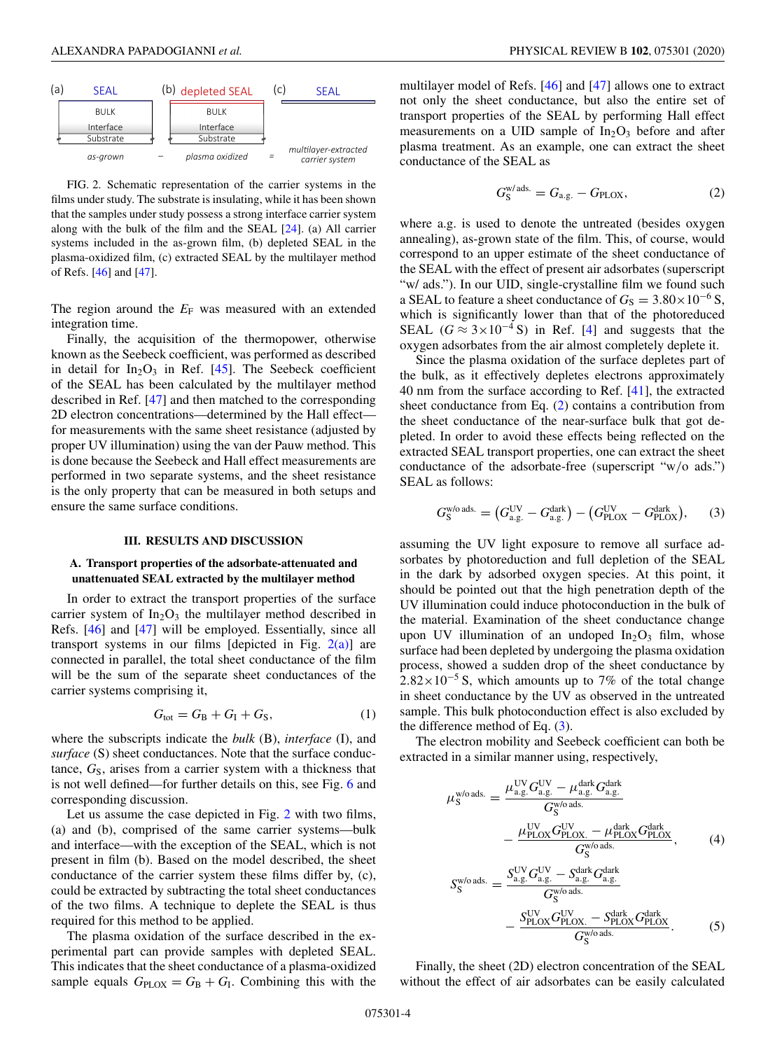FIG. 2. Schematic representation of the carrier systems in the films under study. The substrate is insulating, while it has been shown that the samples under study possess a strong interface carrier system along with the bulk of the film and the SEAL [24]. (a) All carrier systems included in the as-grown film, (b) depleted SEAL in the plasma-oxidized film, (c) extracted SEAL by the multilayer method of Refs. [46] and [47].

The region around the $E_F$ was measured with an extended integration time.

Finally, the acquisition of the thermopower, otherwise known as the Seebeck coefficient, was performed as described in detail for $In_2O_3$ in Ref. [45]. The Seebeck coefficient of the SEAL has been calculated by the multilayer method described in Ref. [47] and then matched to the corresponding 2D electron concentrations—determined by the Hall effect—for measurements with the same sheet resistance (adjusted by proper UV illumination) using the van der Pauw method. This is done because the Seebeck and Hall effect measurements are performed in two separate systems, and the sheet resistance is the only property that can be measured in both setups and ensure the same surface conditions.

## III. RESULTS AND DISCUSSION

### A. Transport properties of the adsorbate-attenuated and unattenuated SEAL extracted by the multilayer method

In order to extract the transport properties of the surface carrier system of $In_2O_3$ the multilayer method described in Refs. [46] and [47] will be employed. Essentially, since all transport systems in our films [depicted in Fig. 2(a)] are connected in parallel, the total sheet conductance of the film will be the sum of the separate sheet conductances of the carrier systems comprising it,

$$G_{\text{tot}} = G_{\text{B}} + G_{\text{I}} + G_{\text{S}}, \tag{1}$$

where the subscripts indicate the *bulk* (B), *interface* (I), and *surface* (S) sheet conductances. Note that the surface conductance, $G_S$, arises from a carrier system with a thickness that is not well defined—for further details on this, see Fig. 6 and corresponding discussion.

Let us assume the case depicted in Fig. 2 with two films, (a) and (b), comprised of the same carrier systems—bulk and interface—with the exception of the SEAL, which is not present in film (b). Based on the model described, the sheet conductance of the carrier system these films differ by, (c), could be extracted by subtracting the total sheet conductances of the two films. A technique to deplete the SEAL is thus required for this method to be applied.

The plasma oxidation of the surface described in the experimental part can provide samples with depleted SEAL. This indicates that the sheet conductance of a plasma-oxidized sample equals $G_{\text{PLOX}} = G_{\text{B}} + G_{\text{I}}$. Combining this with the multilayer model of Refs. [46] and [47] allows one to extract not only the sheet conductance, but also the entire set of transport properties of the SEAL by performing Hall effect measurements on a UID sample of $In_2O_3$ before and after plasma treatment. As an example, one can extract the sheet conductance of the SEAL as

$$G_{\text{S}}^{\text{w/ ads.}} = G_{\text{a.g.}} - G_{\text{PLOX}}, \tag{2}$$

where a.g. is used to denote the untreated (besides oxygen annealing), as-grown state of the film. This, of course, would correspond to an upper estimate of the sheet conductance of the SEAL with the effect of present air adsorbates (superscript "w/ ads."). In our UID, single-crystalline film we found such a SEAL to feature a sheet conductance of $G_{\text{S}} = 3.80\times10^{-6}$ S, which is significantly lower than that of the photoreduced SEAL ($G \approx 3\times10^{-4}$ S) in Ref. [4] and suggests that the oxygen adsorbates from the air almost completely deplete it.

Since the plasma oxidation of the surface depletes part of the bulk, as it effectively depletes electrons approximately 40 nm from the surface according to Ref. [41], the extracted sheet conductance from Eq. (2) contains a contribution from the sheet conductance of the near-surface bulk that got depleted. In order to avoid these effects being reflected on the extracted SEAL transport properties, one can extract the sheet conductance of the adsorbate-free (superscript "w/o ads.") SEAL as follows:

$$G_{\text{S}}^{\text{w/o ads.}} = \left(G_{\text{a.g.}}^{\text{UV}} - G_{\text{a.g.}}^{\text{dark}}\right) - \left(G_{\text{PLOX}}^{\text{UV}} - G_{\text{PLOX}}^{\text{dark}}\right), \tag{3}$$

assuming the UV light exposure to remove all surface adsorbates by photoreduction and full depletion of the SEAL in the dark by adsorbed oxygen species. At this point, it should be pointed out that the high penetration depth of the UV illumination could induce photoconduction in the bulk of the material. Examination of the sheet conductance change upon UV illumination of an undoped $In_2O_3$ film, whose surface had been depleted by undergoing the plasma oxidation process, showed a sudden drop of the sheet conductance by $2.82\times10^{-5}$ S, which amounts up to 7% of the total change in sheet conductance by the UV as observed in the untreated sample. This bulk photoconduction effect is also excluded by the difference method of Eq. (3).

The electron mobility and Seebeck coefficient can both be extracted in a similar manner using, respectively,

$$\mu_{\text{S}}^{\text{w/o ads.}} = \frac{\mu_{\text{a.g.}}^{\text{UV}} G_{\text{a.g.}}^{\text{UV}} - \mu_{\text{a.g.}}^{\text{dark}} G_{\text{a.g.}}^{\text{dark}}}{G_{\text{S}}^{\text{w/o ads.}}} - \frac{\mu_{\text{PLOX}}^{\text{UV}} G_{\text{PLOX.}}^{\text{UV}} - \mu_{\text{PLOX}}^{\text{dark}} G_{\text{PLOX}}^{\text{dark}}}{G_{\text{S}}^{\text{w/o ads.}}}, \tag{4}$$

$$S_{\text{S}}^{\text{w/o ads.}} = \frac{S_{\text{a.g.}}^{\text{UV}} G_{\text{a.g.}}^{\text{UV}} - S_{\text{a.g.}}^{\text{dark}} G_{\text{a.g.}}^{\text{dark}}}{G_{\text{S}}^{\text{w/o ads.}}} - \frac{S_{\text{PLOX}}^{\text{UV}} G_{\text{PLOX.}}^{\text{UV}} - S_{\text{PLOX}}^{\text{dark}} G_{\text{PLOX}}^{\text{dark}}}{G_{\text{S}}^{\text{w/o ads.}}}. \tag{5}$$

Finally, the sheet (2D) electron concentration of the SEAL without the effect of air adsorbates can be easily calculated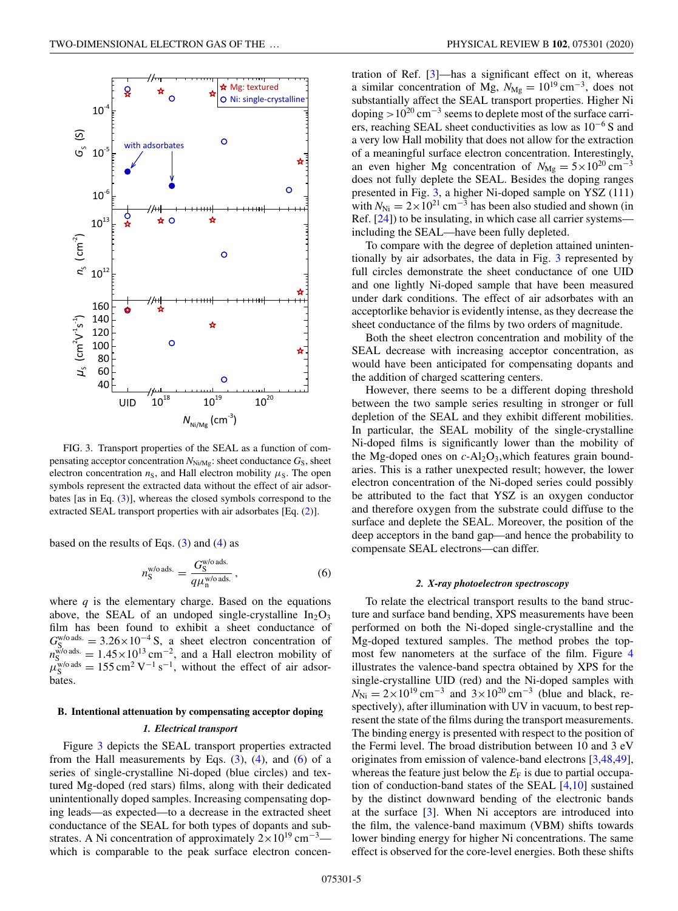FIG. 3. Transport properties of the SEAL as a function of compensating acceptor concentration $N_{\mathrm{Ni/Mg}}$: sheet conductance $G_\mathrm{S}$, sheet electron concentration $n_\mathrm{S}$, and Hall electron mobility $\mu_\mathrm{S}$. The open symbols represent the extracted data without the effect of air adsorbates [as in Eq. (3)], whereas the closed symbols correspond to the extracted SEAL transport properties with air adsorbates [Eq. (2)].

based on the results of Eqs. (3) and (4) as

$$n_\mathrm{S}^{\mathrm{w/o\,ads.}} = \frac{G_\mathrm{S}^{\mathrm{w/o\,ads.}}}{q\mu_\mathrm{n}^{\mathrm{w/o\,ads.}}}, \tag{6}$$

where $q$ is the elementary charge. Based on the equations above, the SEAL of an undoped single-crystalline $\mathrm{In_2O_3}$ film has been found to exhibit a sheet conductance of $G_\mathrm{S}^{\mathrm{w/o\,ads.}} = 3.26\times10^{-4}$ S, a sheet electron concentration of $n_\mathrm{S}^{\mathrm{w/o\,ads.}} = 1.45\times10^{13}\,\mathrm{cm}^{-2}$, and a Hall electron mobility of $\mu_\mathrm{S}^{\mathrm{w/o\,ads}} = 155\,\mathrm{cm}^2\,\mathrm{V}^{-1}\,\mathrm{s}^{-1}$, without the effect of air adsorbates.

## B. Intentional attenuation by compensating acceptor doping

### 1. Electrical transport

Figure 3 depicts the SEAL transport properties extracted from the Hall measurements by Eqs. (3), (4), and (6) of a series of single-crystalline Ni-doped (blue circles) and textured Mg-doped (red stars) films, along with their dedicated unintentionally doped samples. Increasing compensating doping leads—as expected—to a decrease in the extracted sheet conductance of the SEAL for both types of dopants and substrates. A Ni concentration of approximately $2\times10^{19}\,\mathrm{cm}^{-3}$—which is comparable to the peak surface electron concentration of Ref. [3]—has a significant effect on it, whereas a similar concentration of Mg, $N_\mathrm{Mg} = 10^{19}\,\mathrm{cm}^{-3}$, does not substantially affect the SEAL transport properties. Higher Ni doping $>10^{20}\,\mathrm{cm}^{-3}$ seems to deplete most of the surface carriers, reaching SEAL sheet conductivities as low as $10^{-6}$ S and a very low Hall mobility that does not allow for the extraction of a meaningful surface electron concentration. Interestingly, an even higher Mg concentration of $N_\mathrm{Mg} = 5\times10^{20}\,\mathrm{cm}^{-3}$ does not fully deplete the SEAL. Besides the doping ranges presented in Fig. 3, a higher Ni-doped sample on YSZ (111) with $N_\mathrm{Ni} = 2\times10^{21}\,\mathrm{cm}^{-3}$ has been also studied and shown (in Ref. [24]) to be insulating, in which case all carrier systems—including the SEAL—have been fully depleted.

To compare with the degree of depletion attained unintentionally by air adsorbates, the data in Fig. 3 represented by full circles demonstrate the sheet conductance of one UID and one lightly Ni-doped sample that have been measured under dark conditions. The effect of air adsorbates with an acceptorlike behavior is evidently intense, as they decrease the sheet conductance of the films by two orders of magnitude.

Both the sheet electron concentration and mobility of the SEAL decrease with increasing acceptor concentration, as would have been anticipated for compensating dopants and the addition of charged scattering centers.

However, there seems to be a different doping threshold between the two sample series resulting in stronger or full depletion of the SEAL and they exhibit different mobilities. In particular, the SEAL mobility of the single-crystalline Ni-doped films is significantly lower than the mobility of the Mg-doped ones on $c$-$\mathrm{Al_2O_3}$, which features grain boundaries. This is a rather unexpected result; however, the lower electron concentration of the Ni-doped series could possibly be attributed to the fact that YSZ is an oxygen conductor and therefore oxygen from the substrate could diffuse to the surface and deplete the SEAL. Moreover, the position of the deep acceptors in the band gap—and hence the probability to compensate SEAL electrons—can differ.

### 2. X-ray photoelectron spectroscopy

To relate the electrical transport results to the band structure and surface band bending, XPS measurements have been performed on both the Ni-doped single-crystalline and the Mg-doped textured samples. The method probes the topmost few nanometers at the surface of the film. Figure 4 illustrates the valence-band spectra obtained by XPS for the single-crystalline UID (red) and the Ni-doped samples with $N_\mathrm{Ni} = 2\times10^{19}\,\mathrm{cm}^{-3}$ and $3\times10^{20}\,\mathrm{cm}^{-3}$ (blue and black, respectively), after illumination with UV in vacuum, to best represent the state of the films during the transport measurements. The binding energy is presented with respect to the position of the Fermi level. The broad distribution between 10 and 3 eV originates from emission of valence-band electrons [3,48,49], whereas the feature just below the $E_\mathrm{F}$ is due to partial occupation of conduction-band states of the SEAL [4,10] sustained by the distinct downward bending of the electronic bands at the surface [3]. When Ni acceptors are introduced into the film, the valence-band maximum (VBM) shifts towards lower binding energy for higher Ni concentrations. The same effect is observed for the core-level energies. Both these shifts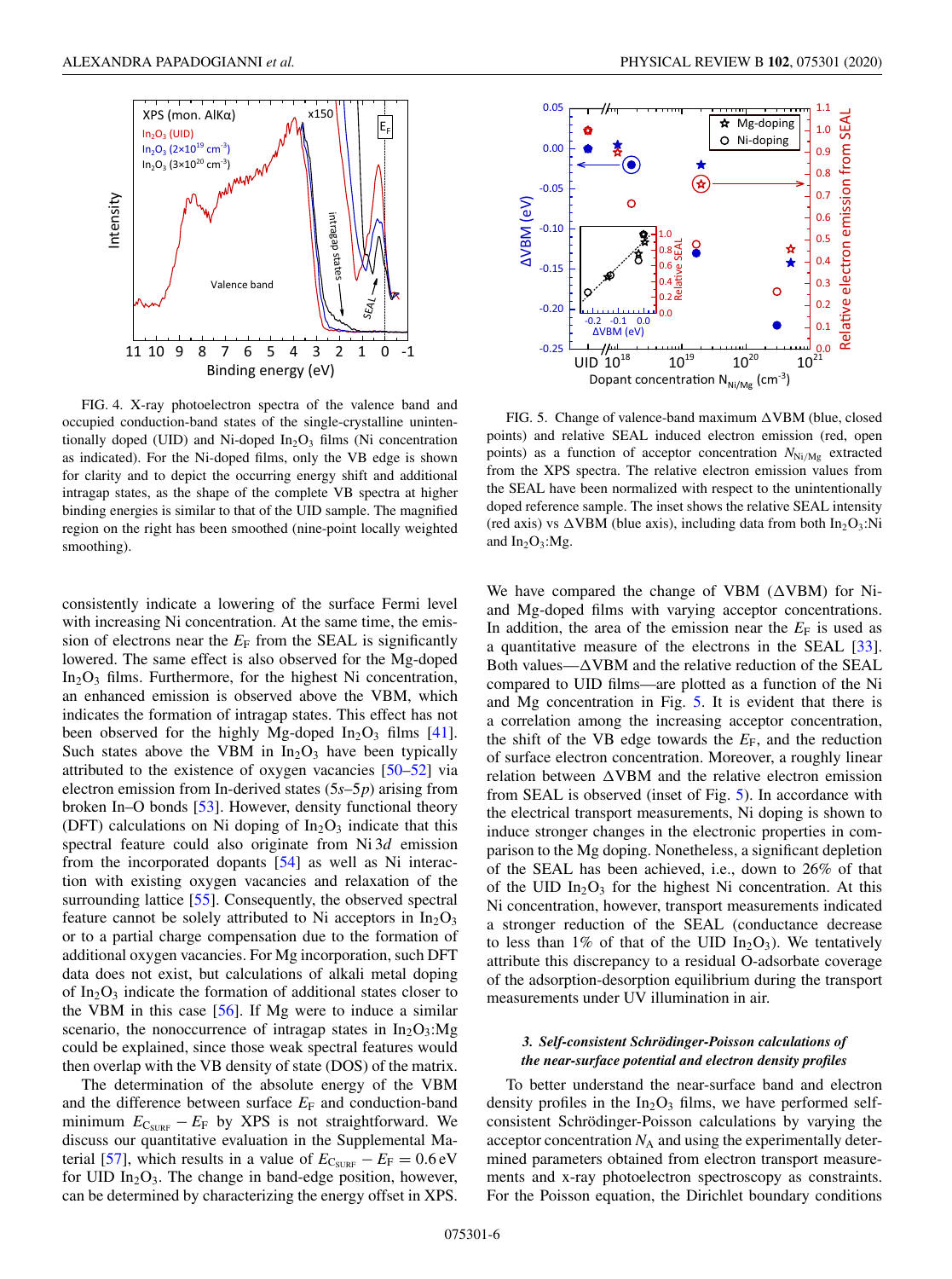FIG. 4. X-ray photoelectron spectra of the valence band and occupied conduction-band states of the single-crystalline unintentionally doped (UID) and Ni-doped $In_2O_3$ films (Ni concentration as indicated). For the Ni-doped films, only the VB edge is shown for clarity and to depict the occurring energy shift and additional intragap states, as the shape of the complete VB spectra at higher binding energies is similar to that of the UID sample. The magnified region on the right has been smoothed (nine-point locally weighted smoothing).

FIG. 5. Change of valence-band maximum $\Delta$VBM (blue, closed points) and relative SEAL induced electron emission (red, open points) as a function of acceptor concentration $N_{Ni/Mg}$ extracted from the XPS spectra. The relative electron emission values from the SEAL have been normalized with respect to the unintentionally doped reference sample. The inset shows the relative SEAL intensity (red axis) vs $\Delta$VBM (blue axis), including data from both $In_2O_3$:Ni and $In_2O_3$:Mg.

consistently indicate a lowering of the surface Fermi level with increasing Ni concentration. At the same time, the emission of electrons near the $E_F$ from the SEAL is significantly lowered. The same effect is also observed for the Mg-doped $In_2O_3$ films. Furthermore, for the highest Ni concentration, an enhanced emission is observed above the VBM, which indicates the formation of intragap states. This effect has not been observed for the highly Mg-doped $In_2O_3$ films [41]. Such states above the VBM in $In_2O_3$ have been typically attributed to the existence of oxygen vacancies [50–52] via electron emission from In-derived states (5*s*–5*p*) arising from broken In–O bonds [53]. However, density functional theory (DFT) calculations on Ni doping of $In_2O_3$ indicate that this spectral feature could also originate from Ni 3*d* emission from the incorporated dopants [54] as well as Ni interaction with existing oxygen vacancies and relaxation of the surrounding lattice [55]. Consequently, the observed spectral feature cannot be solely attributed to Ni acceptors in $In_2O_3$ or to a partial charge compensation due to the formation of additional oxygen vacancies. For Mg incorporation, such DFT data does not exist, but calculations of alkali metal doping of $In_2O_3$ indicate the formation of additional states closer to the VBM in this case [56]. If Mg were to induce a similar scenario, the nonoccurrence of intragap states in $In_2O_3$:Mg could be explained, since those weak spectral features would then overlap with the VB density of state (DOS) of the matrix.

The determination of the absolute energy of the VBM and the difference between surface $E_F$ and conduction-band minimum $E_{C_{SURF}} - E_F$ by XPS is not straightforward. We discuss our quantitative evaluation in the Supplemental Material [57], which results in a value of $E_{C_{SURF}} - E_F = 0.6\,\text{eV}$ for UID $In_2O_3$. The change in band-edge position, however, can be determined by characterizing the energy offset in XPS. We have compared the change of VBM ($\Delta$VBM) for Ni- and Mg-doped films with varying acceptor concentrations. In addition, the area of the emission near the $E_F$ is used as a quantitative measure of the electrons in the SEAL [33]. Both values—$\Delta$VBM and the relative reduction of the SEAL compared to UID films—are plotted as a function of the Ni and Mg concentration in Fig. 5. It is evident that there is a correlation among the increasing acceptor concentration, the shift of the VB edge towards the $E_F$, and the reduction of surface electron concentration. Moreover, a roughly linear relation between $\Delta$VBM and the relative electron emission from SEAL is observed (inset of Fig. 5). In accordance with the electrical transport measurements, Ni doping is shown to induce stronger changes in the electronic properties in comparison to the Mg doping. Nonetheless, a significant depletion of the SEAL has been achieved, i.e., down to 26% of that of the UID $In_2O_3$ for the highest Ni concentration. At this Ni concentration, however, transport measurements indicated a stronger reduction of the SEAL (conductance decrease to less than 1% of that of the UID $In_2O_3$). We tentatively attribute this discrepancy to a residual O-adsorbate coverage of the adsorption-desorption equilibrium during the transport measurements under UV illumination in air.

### 3. Self-consistent Schrödinger-Poisson calculations of the near-surface potential and electron density profiles

To better understand the near-surface band and electron density profiles in the $In_2O_3$ films, we have performed self-consistent Schrödinger-Poisson calculations by varying the acceptor concentration $N_A$ and using the experimentally determined parameters obtained from electron transport measurements and x-ray photoelectron spectroscopy as constraints. For the Poisson equation, the Dirichlet boundary conditions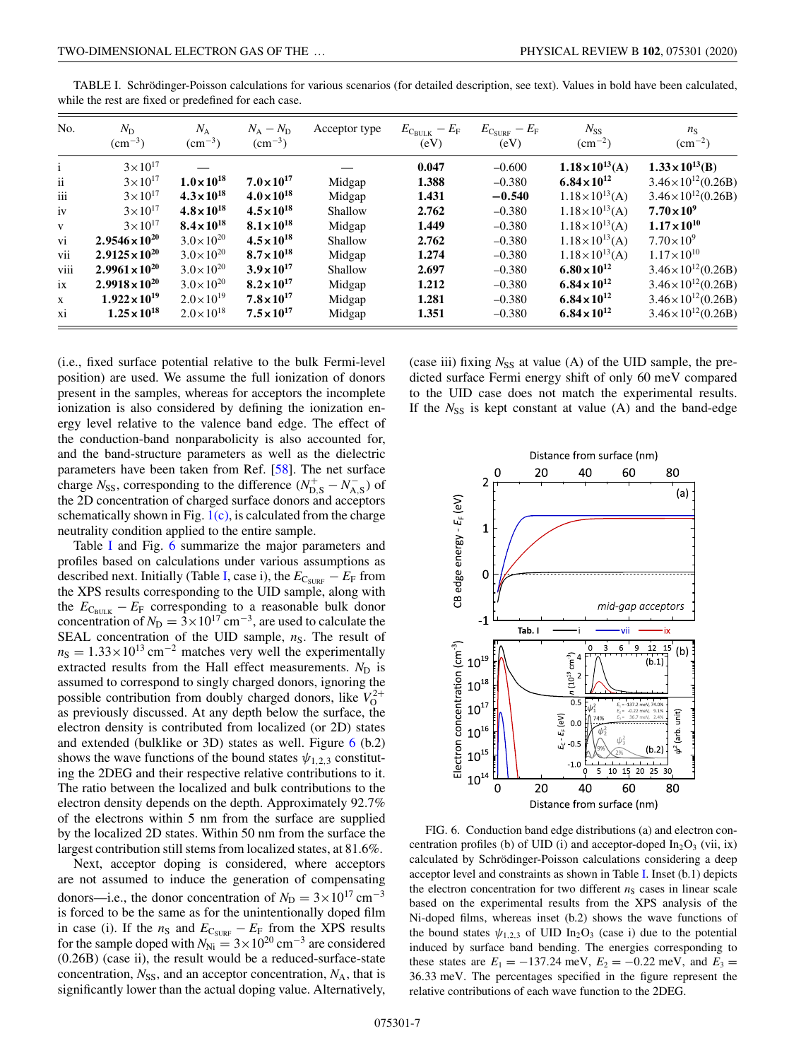TABLE I. Schrödinger-Poisson calculations for various scenarios (for detailed description, see text). Values in bold have been calculated, while the rest are fixed or predefined for each case.

| No. | $N_D$ ($cm^{-3}$) | $N_A$ ($cm^{-3}$) | $N_A - N_D$ ($cm^{-3}$) | Acceptor type | $E_{C_{BULK}} - E_F$ (eV) | $E_{C_{SURF}} - E_F$ (eV) | $N_{SS}$ ($cm^{-2}$) | $n_S$ ($cm^{-2}$) |
|---|---|---|---|---|---|---|---|---|
| i | $3\times10^{17}$ | — | | — | **0.047** | −0.600 | $\mathbf{1.18\times10^{13}}$**(A)** | $\mathbf{1.33\times10^{13}}$**(B)** |
| ii | $3\times10^{17}$ | $\mathbf{1.0\times10^{18}}$ | $\mathbf{7.0\times10^{17}}$ | Midgap | **1.388** | −0.380 | $\mathbf{6.84\times10^{12}}$ | $3.46\times10^{12}$(0.26B) |
| iii | $3\times10^{17}$ | $\mathbf{4.3\times10^{18}}$ | $\mathbf{4.0\times10^{18}}$ | Midgap | **1.431** | **−0.540** | $1.18\times10^{13}$(A) | $3.46\times10^{12}$(0.26B) |
| iv | $3\times10^{17}$ | $\mathbf{4.8\times10^{18}}$ | $\mathbf{4.5\times10^{18}}$ | Shallow | **2.762** | −0.380 | $1.18\times10^{13}$(A) | $\mathbf{7.70\times10^{9}}$ |
| v | $3\times10^{17}$ | $\mathbf{8.4\times10^{18}}$ | $\mathbf{8.1\times10^{18}}$ | Midgap | **1.449** | −0.380 | $1.18\times10^{13}$(A) | $\mathbf{1.17\times10^{10}}$ |
| vi | $\mathbf{2.9546\times10^{20}}$ | $3.0\times10^{20}$ | $\mathbf{4.5\times10^{18}}$ | Shallow | **2.762** | −0.380 | $1.18\times10^{13}$(A) | $7.70\times10^{9}$ |
| vii | $\mathbf{2.9125\times10^{20}}$ | $3.0\times10^{20}$ | $\mathbf{8.7\times10^{18}}$ | Midgap | **1.274** | −0.380 | $1.18\times10^{13}$(A) | $1.17\times10^{10}$ |
| viii | $\mathbf{2.9961\times10^{20}}$ | $3.0\times10^{20}$ | $\mathbf{3.9\times10^{17}}$ | Shallow | **2.697** | −0.380 | $\mathbf{6.80\times10^{12}}$ | $3.46\times10^{12}$(0.26B) |
| ix | $\mathbf{2.9918\times10^{20}}$ | $3.0\times10^{20}$ | $\mathbf{8.2\times10^{17}}$ | Midgap | **1.212** | −0.380 | $\mathbf{6.84\times10^{12}}$ | $3.46\times10^{12}$(0.26B) |
| x | $\mathbf{1.922\times10^{19}}$ | $2.0\times10^{19}$ | $\mathbf{7.8\times10^{17}}$ | Midgap | **1.281** | −0.380 | $\mathbf{6.84\times10^{12}}$ | $3.46\times10^{12}$(0.26B) |
| xi | $\mathbf{1.25\times10^{18}}$ | $2.0\times10^{18}$ | $\mathbf{7.5\times10^{17}}$ | Midgap | **1.351** | −0.380 | $\mathbf{6.84\times10^{12}}$ | $3.46\times10^{12}$(0.26B) |

(i.e., fixed surface potential relative to the bulk Fermi-level position) are used. We assume the full ionization of donors present in the samples, whereas for acceptors the incomplete ionization is also considered by defining the ionization energy level relative to the valence band edge. The effect of the conduction-band nonparabolicity is also accounted for, and the band-structure parameters as well as the dielectric parameters have been taken from Ref. [58]. The net surface charge $N_{SS}$, corresponding to the difference $(N^{+}_{D,S} - N^{-}_{A,S})$ of the 2D concentration of charged surface donors and acceptors schematically shown in Fig. 1(c), is calculated from the charge neutrality condition applied to the entire sample.

Table I and Fig. 6 summarize the major parameters and profiles based on calculations under various assumptions as described next. Initially (Table I, case i), the $E_{C_{SURF}} - E_F$ from the XPS results corresponding to the UID sample, along with the $E_{C_{BULK}} - E_F$ corresponding to a reasonable bulk donor concentration of $N_D = 3\times10^{17}\,cm^{-3}$, are used to calculate the SEAL concentration of the UID sample, $n_S$. The result of $n_S = 1.33\times10^{13}\,cm^{-2}$ matches very well the experimentally extracted results from the Hall effect measurements. $N_D$ is assumed to correspond to singly charged donors, ignoring the possible contribution from doubly charged donors, like $V_O^{2+}$ as previously discussed. At any depth below the surface, the electron density is contributed from localized (or 2D) states and extended (bulklike or 3D) states as well. Figure 6 (b.2) shows the wave functions of the bound states $\psi_{1,2,3}$ constituting the 2DEG and their respective relative contributions to it. The ratio between the localized and bulk contributions to the electron density depends on the depth. Approximately 92.7% of the electrons within 5 nm from the surface are supplied by the localized 2D states. Within 50 nm from the surface the largest contribution still stems from localized states, at 81.6%.

Next, acceptor doping is considered, where acceptors are not assumed to induce the generation of compensating donors—i.e., the donor concentration of $N_D = 3\times10^{17}\,cm^{-3}$ is forced to be the same as for the unintentionally doped film in case (i). If the $n_S$ and $E_{C_{SURF}} - E_F$ from the XPS results for the sample doped with $N_{Ni} = 3\times10^{20}\,cm^{-3}$ are considered (0.26B) (case ii), the result would be a reduced-surface-state concentration, $N_{SS}$, and an acceptor concentration, $N_A$, that is significantly lower than the actual doping value. Alternatively, (case iii) fixing $N_{SS}$ at value (A) of the UID sample, the predicted surface Fermi energy shift of only 60 meV compared to the UID case does not match the experimental results. If the $N_{SS}$ is kept constant at value (A) and the band-edge

FIG. 6. Conduction band edge distributions (a) and electron concentration profiles (b) of UID (i) and acceptor-doped $In_2O_3$ (vii, ix) calculated by Schrödinger-Poisson calculations considering a deep acceptor level and constraints as shown in Table I. Inset (b.1) depicts the electron concentration for two different $n_S$ cases in linear scale based on the experimental results from the XPS analysis of the Ni-doped films, whereas inset (b.2) shows the wave functions of the bound states $\psi_{1,2,3}$ of UID $In_2O_3$ (case i) due to the potential induced by surface band bending. The energies corresponding to these states are $E_1 = -137.24$ meV, $E_2 = -0.22$ meV, and $E_3 = 36.33$ meV. The percentages specified in the figure represent the relative contributions of each wave function to the 2DEG.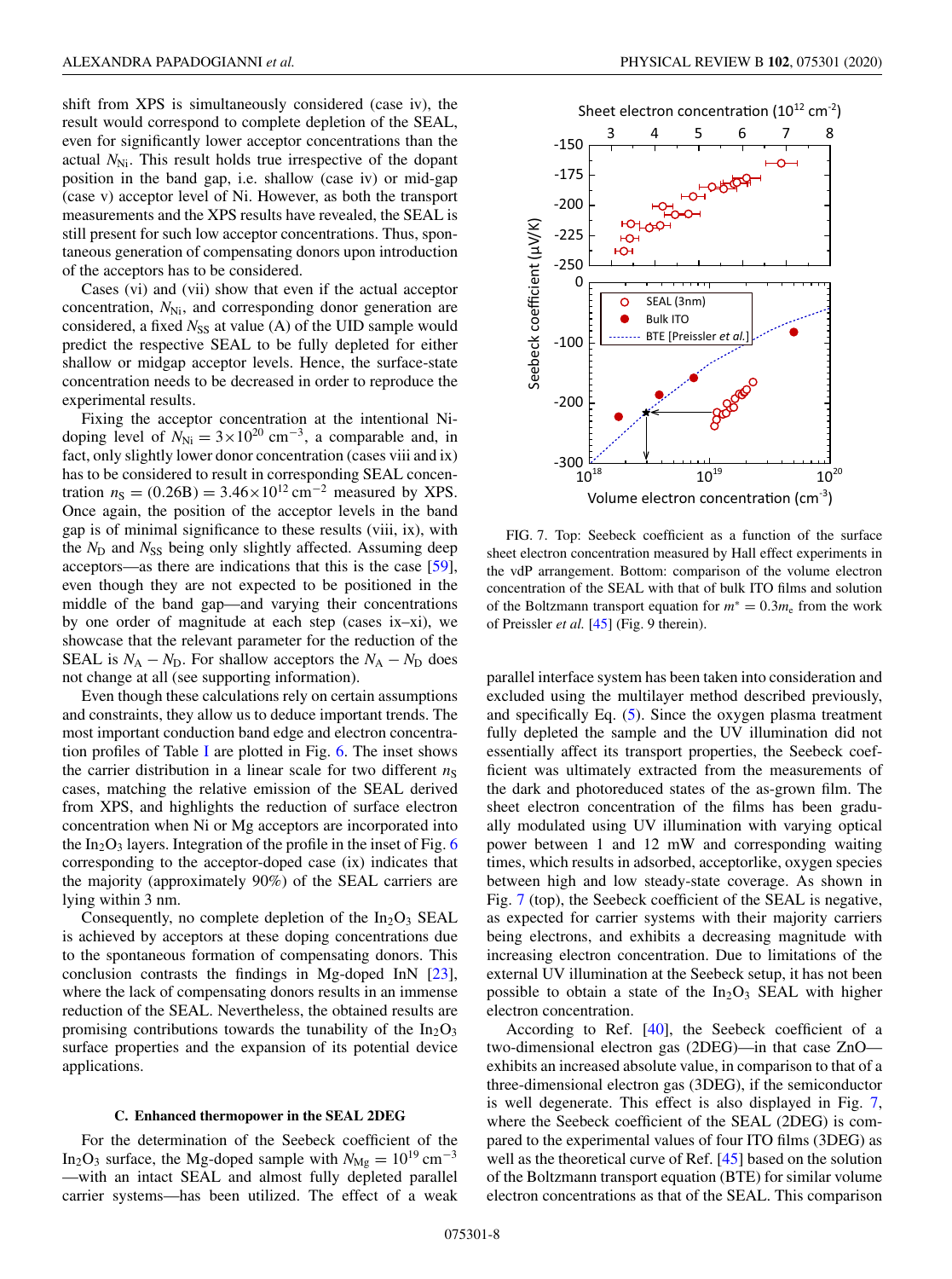shift from XPS is simultaneously considered (case iv), the result would correspond to complete depletion of the SEAL, even for significantly lower acceptor concentrations than the actual $N_{Ni}$. This result holds true irrespective of the dopant position in the band gap, i.e. shallow (case iv) or mid-gap (case v) acceptor level of Ni. However, as both the transport measurements and the XPS results have revealed, the SEAL is still present for such low acceptor concentrations. Thus, spontaneous generation of compensating donors upon introduction of the acceptors has to be considered.

Cases (vi) and (vii) show that even if the actual acceptor concentration, $N_{Ni}$, and corresponding donor generation are considered, a fixed $N_{SS}$ at value (A) of the UID sample would predict the respective SEAL to be fully depleted for either shallow or midgap acceptor levels. Hence, the surface-state concentration needs to be decreased in order to reproduce the experimental results.

Fixing the acceptor concentration at the intentional Ni-doping level of $N_{Ni} = 3\times10^{20}\ \text{cm}^{-3}$, a comparable and, in fact, only slightly lower donor concentration (cases viii and ix) has to be considered to result in corresponding SEAL concentration $n_S = (0.26B) = 3.46\times10^{12}\ \text{cm}^{-2}$ measured by XPS. Once again, the position of the acceptor levels in the band gap is of minimal significance to these results (viii, ix), with the $N_D$ and $N_{SS}$ being only slightly affected. Assuming deep acceptors—as there are indications that this is the case [59], even though they are not expected to be positioned in the middle of the band gap—and varying their concentrations by one order of magnitude at each step (cases ix–xi), we showcase that the relevant parameter for the reduction of the SEAL is $N_A - N_D$. For shallow acceptors the $N_A - N_D$ does not change at all (see supporting information).

Even though these calculations rely on certain assumptions and constraints, they allow us to deduce important trends. The most important conduction band edge and electron concentration profiles of Table I are plotted in Fig. 6. The inset shows the carrier distribution in a linear scale for two different $n_S$ cases, matching the relative emission of the SEAL derived from XPS, and highlights the reduction of surface electron concentration when Ni or Mg acceptors are incorporated into the $In_2O_3$ layers. Integration of the profile in the inset of Fig. 6 corresponding to the acceptor-doped case (ix) indicates that the majority (approximately 90%) of the SEAL carriers are lying within 3 nm.

Consequently, no complete depletion of the $In_2O_3$ SEAL is achieved by acceptors at these doping concentrations due to the spontaneous formation of compensating donors. This conclusion contrasts the findings in Mg-doped InN [23], where the lack of compensating donors results in an immense reduction of the SEAL. Nevertheless, the obtained results are promising contributions towards the tunability of the $In_2O_3$ surface properties and the expansion of its potential device applications.

### C. Enhanced thermopower in the SEAL 2DEG

For the determination of the Seebeck coefficient of the $In_2O_3$ surface, the Mg-doped sample with $N_{Mg} = 10^{19}\ \text{cm}^{-3}$ —with an intact SEAL and almost fully depleted parallel carrier systems—has been utilized. The effect of a weak parallel interface system has been taken into consideration and excluded using the multilayer method described previously, and specifically Eq. (5). Since the oxygen plasma treatment fully depleted the sample and the UV illumination did not essentially affect its transport properties, the Seebeck coefficient was ultimately extracted from the measurements of the dark and photoreduced states of the as-grown film. The sheet electron concentration of the films has been gradually modulated using UV illumination with varying optical power between 1 and 12 mW and corresponding waiting times, which results in adsorbed, acceptorlike, oxygen species between high and low steady-state coverage. As shown in Fig. 7 (top), the Seebeck coefficient of the SEAL is negative, as expected for carrier systems with their majority carriers being electrons, and exhibits a decreasing magnitude with increasing electron concentration. Due to limitations of the external UV illumination at the Seebeck setup, it has not been possible to obtain a state of the $In_2O_3$ SEAL with higher electron concentration.

FIG. 7. Top: Seebeck coefficient as a function of the surface sheet electron concentration measured by Hall experiments in the vdP arrangement. Bottom: comparison of the volume electron concentration of the SEAL with that of bulk ITO films and solution of the Boltzmann transport equation for $m^* = 0.3m_e$ from the work of Preissler *et al.* [45] (Fig. 9 therein).

According to Ref. [40], the Seebeck coefficient of a two-dimensional electron gas (2DEG)—in that case ZnO—exhibits an increased absolute value, in comparison to that of a three-dimensional electron gas (3DEG), if the semiconductor is well degenerate. This effect is also displayed in Fig. 7, where the Seebeck coefficient of the SEAL (2DEG) is compared to the experimental values of four ITO films (3DEG) as well as the theoretical curve of Ref. [45] based on the solution of the Boltzmann transport equation (BTE) for similar volume electron concentrations as that of the SEAL. This comparison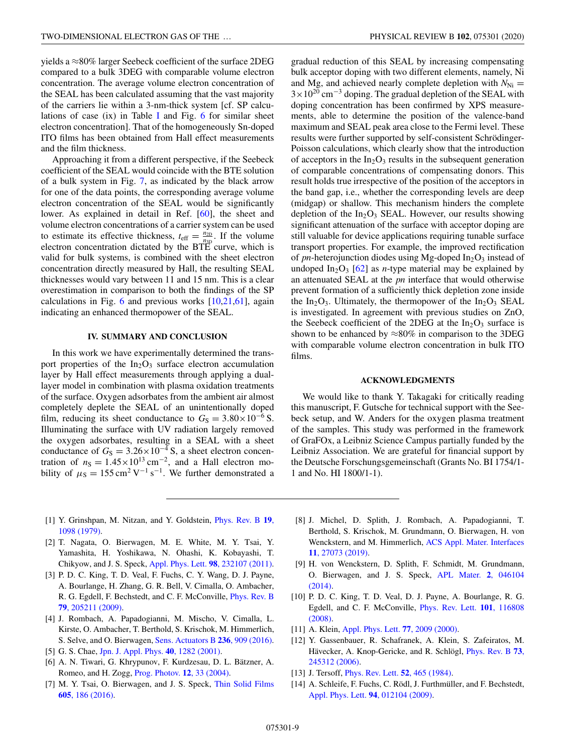yields a ≈80% larger Seebeck coefficient of the surface 2DEG compared to a bulk 3DEG with comparable volume electron concentration. The average volume electron concentration of the SEAL has been calculated assuming that the vast majority of the carriers lie within a 3-nm-thick system [cf. SP calculations of case (ix) in Table I and Fig. 6 for similar sheet electron concentration]. That of the homogeneously Sn-doped ITO films has been obtained from Hall effect measurements and the film thickness.

Approaching it from a different perspective, if the Seebeck coefficient of the SEAL would coincide with the BTE solution of a bulk system in Fig. 7, as indicated by the black arrow for one of the data points, the corresponding average volume electron concentration of the SEAL would be significantly lower. As explained in detail in Ref. [60], the sheet and volume electron concentrations of a carrier system can be used to estimate its effective thickness, $t_{\mathrm{eff}} = \frac{n_{2D}}{n_{3D}}$. If the volume electron concentration dictated by the BTE curve, which is valid for bulk systems, is combined with the sheet electron concentration directly measured by Hall, the resulting SEAL thicknesses would vary between 11 and 15 nm. This is a clear overestimation in comparison to both the findings of the SP calculations in Fig. 6 and previous works [10,21,61], again indicating an enhanced thermopower of the SEAL.

## IV. SUMMARY AND CONCLUSION

In this work we have experimentally determined the transport properties of the $In_2O_3$ surface electron accumulation layer by Hall effect measurements through applying a dual-layer model in combination with plasma oxidation treatments of the surface. Oxygen adsorbates from the ambient air almost completely deplete the SEAL of an unintentionally doped film, reducing its sheet conductance to $G_S = 3.80\times10^{-6}$ S. Illuminating the surface with UV radiation largely removed the oxygen adsorbates, resulting in a SEAL with a sheet conductance of $G_S = 3.26\times10^{-4}$ S, a sheet electron concentration of $n_S = 1.45\times10^{13}\,\mathrm{cm}^{-2}$, and a Hall electron mobility of $\mu_S = 155\,\mathrm{cm}^2\,\mathrm{V}^{-1}\,\mathrm{s}^{-1}$. We further demonstrated a gradual reduction of this SEAL by increasing compensating bulk acceptor doping with two different elements, namely, Ni and Mg, and achieved nearly complete depletion with $N_{\mathrm{Ni}} = 3\times10^{20}\,\mathrm{cm}^{-3}$ doping. The gradual depletion of the SEAL with doping concentration has been confirmed by XPS measurements, able to determine the position of the valence-band maximum and SEAL peak area close to the Fermi level. These results were further supported by self-consistent Schrödinger-Poisson calculations, which clearly show that the introduction of acceptors in the $In_2O_3$ results in the subsequent generation of comparable concentrations of compensating donors. This result holds true irrespective of the position of the acceptors in the band gap, i.e., whether the corresponding levels are deep (midgap) or shallow. This mechanism hinders the complete depletion of the $In_2O_3$ SEAL. However, our results showing significant attenuation of the surface with acceptor doping are still valuable for device applications requiring tunable surface transport properties. For example, the improved rectification of *pn*-heterojunction diodes using Mg-doped $In_2O_3$ instead of undoped $In_2O_3$ [62] as *n*-type material may be explained by an attenuated SEAL at the *pn* interface that would otherwise prevent formation of a sufficiently thick depletion zone inside the $In_2O_3$. Ultimately, the thermopower of the $In_2O_3$ SEAL is investigated. In agreement with previous studies on ZnO, the Seebeck coefficient of the 2DEG at the $In_2O_3$ surface is shown to be enhanced by ≈80% in comparison to the 3DEG with comparable volume electron concentration in bulk ITO films.

## ACKNOWLEDGMENTS

We would like to thank Y. Takagaki for critically reading this manuscript, F. Gutsche for technical support with the Seebeck setup, and W. Anders for the oxygen plasma treatment of the samples. This study was performed in the framework of GraFOx, a Leibniz Science Campus partially funded by the Leibniz Association. We are grateful for financial support by the Deutsche Forschungsgemeinschaft (Grants No. BI 1754/1-1 and No. HI 1800/1-1).

---

[1] Y. Grinshpan, M. Nitzan, and Y. Goldstein, Phys. Rev. B **19**, 1098 (1979).

[2] T. Nagata, O. Bierwagen, M. E. White, M. Y. Tsai, Y. Yamashita, H. Yoshikawa, N. Ohashi, K. Kobayashi, T. Chikyow, and J. S. Speck, Appl. Phys. Lett. **98**, 232107 (2011).

[3] P. D. C. King, T. D. Veal, F. Fuchs, C. Y. Wang, D. J. Payne, A. Bourlange, H. Zhang, G. R. Bell, V. Cimalla, O. Ambacher, R. G. Egdell, F. Bechstedt, and C. F. McConville, Phys. Rev. B **79**, 205211 (2009).

[4] J. Rombach, A. Papadogianni, M. Mischo, V. Cimalla, L. Kirste, O. Ambacher, T. Berthold, S. Krischok, M. Himmerlich, S. Selve, and O. Bierwagen, Sens. Actuators B **236**, 909 (2016).

[5] G. S. Chae, Jpn. J. Appl. Phys. **40**, 1282 (2001).

[6] A. N. Tiwari, G. Khrypunov, F. Kurdzesau, D. L. Bätzner, A. Romeo, and H. Zogg, Prog. Photov. **12**, 33 (2004).

[7] M. Y. Tsai, O. Bierwagen, and J. S. Speck, Thin Solid Films **605**, 186 (2016).

[8] J. Michel, D. Splith, J. Rombach, A. Papadogianni, T. Berthold, S. Krischok, M. Grundmann, O. Bierwagen, H. von Wenckstern, and M. Himmerlich, ACS Appl. Mater. Interfaces **11**, 27073 (2019).

[9] H. von Wenckstern, D. Splith, F. Schmidt, M. Grundmann, O. Bierwagen, and J. S. Speck, APL Mater. **2**, 046104 (2014).

[10] P. D. C. King, T. D. Veal, D. J. Payne, A. Bourlange, R. G. Egdell, and C. F. McConville, Phys. Rev. Lett. **101**, 116808 (2008).

[11] A. Klein, Appl. Phys. Lett. **77**, 2009 (2000).

[12] Y. Gassenbauer, R. Schafranek, A. Klein, S. Zafeiratos, M. Hävecker, A. Knop-Gericke, and R. Schlögl, Phys. Rev. B **73**, 245312 (2006).

[13] J. Tersoff, Phys. Rev. Lett. **52**, 465 (1984).

[14] A. Schleife, F. Fuchs, C. Rödl, J. Furthmüller, and F. Bechstedt, Appl. Phys. Lett. **94**, 012104 (2009).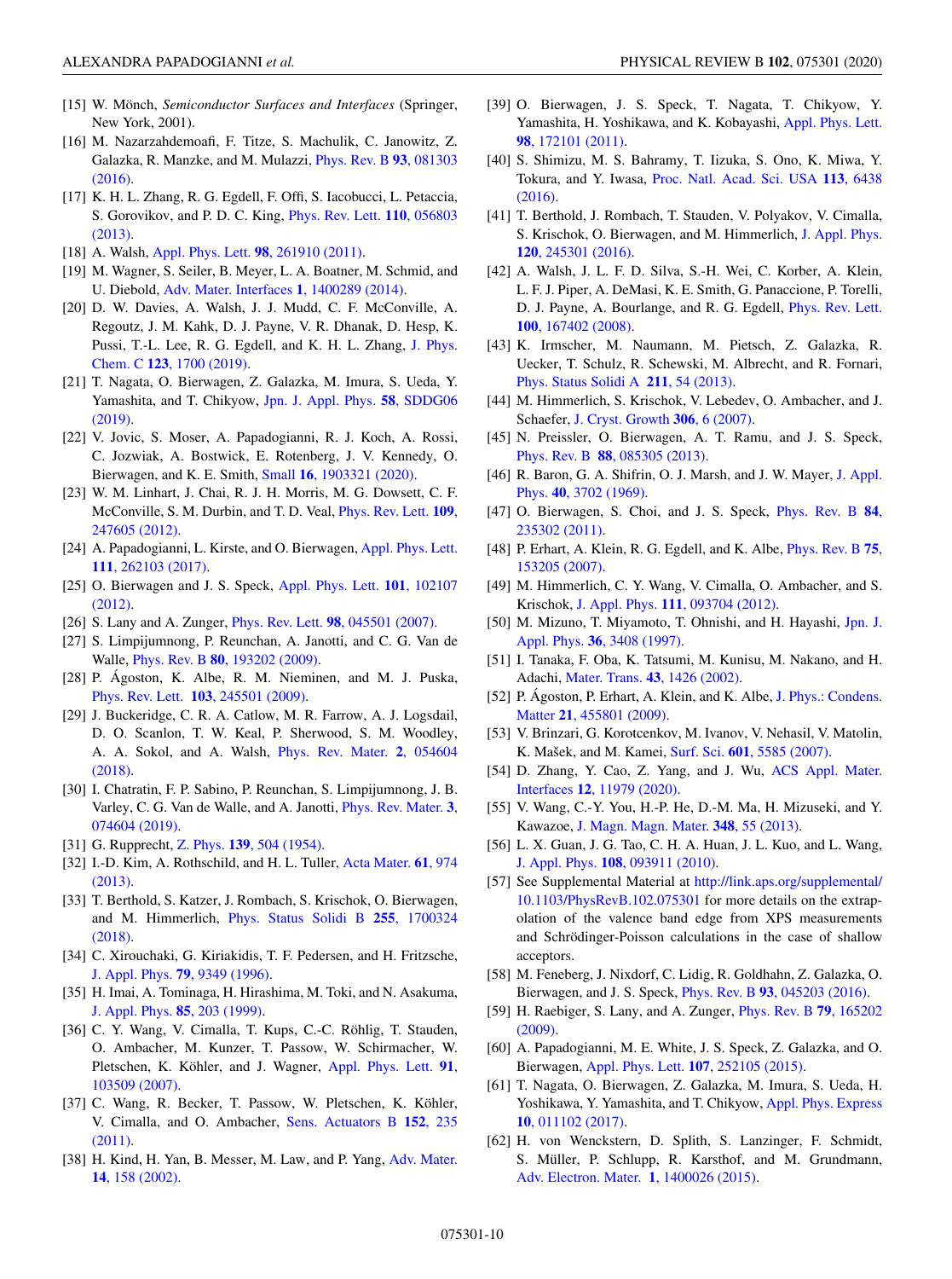[15] W. Mönch, *Semiconductor Surfaces and Interfaces* (Springer, New York, 2001).

[16] M. Nazarzahdemoafi, F. Titze, S. Machulik, C. Janowitz, Z. Galazka, R. Manzke, and M. Mulazzi, Phys. Rev. B **93**, 081303 (2016).

[17] K. H. L. Zhang, R. G. Egdell, F. Offi, S. Iacobucci, L. Petaccia, S. Gorovikov, and P. D. C. King, Phys. Rev. Lett. **110**, 056803 (2013).

[18] A. Walsh, Appl. Phys. Lett. **98**, 261910 (2011).

[19] M. Wagner, S. Seiler, B. Meyer, L. A. Boatner, M. Schmid, and U. Diebold, Adv. Mater. Interfaces **1**, 1400289 (2014).

[20] D. W. Davies, A. Walsh, J. J. Mudd, C. F. McConville, A. Regoutz, J. M. Kahk, D. J. Payne, V. R. Dhanak, D. Hesp, K. Pussi, T.-L. Lee, R. G. Egdell, and K. H. L. Zhang, J. Phys. Chem. C **123**, 1700 (2019).

[21] T. Nagata, O. Bierwagen, Z. Galazka, M. Imura, S. Ueda, Y. Yamashita, and T. Chikyow, Jpn. J. Appl. Phys. **58**, SDDG06 (2019).

[22] V. Jovic, S. Moser, A. Papadogianni, R. J. Koch, A. Rossi, C. Jozwiak, A. Bostwick, E. Rotenberg, J. V. Kennedy, O. Bierwagen, and K. E. Smith, Small **16**, 1903321 (2020).

[23] W. M. Linhart, J. Chai, R. J. H. Morris, M. G. Dowsett, C. F. McConville, S. M. Durbin, and T. D. Veal, Phys. Rev. Lett. **109**, 247605 (2012).

[24] A. Papadogianni, L. Kirste, and O. Bierwagen, Appl. Phys. Lett. **111**, 262103 (2017).

[25] O. Bierwagen and J. S. Speck, Appl. Phys. Lett. **101**, 102107 (2012).

[26] S. Lany and A. Zunger, Phys. Rev. Lett. **98**, 045501 (2007).

[27] S. Limpijumnong, P. Reunchan, A. Janotti, and C. G. Van de Walle, Phys. Rev. B **80**, 193202 (2009).

[28] P. Ágoston, K. Albe, R. M. Nieminen, and M. J. Puska, Phys. Rev. Lett. **103**, 245501 (2009).

[29] J. Buckeridge, C. R. A. Catlow, M. R. Farrow, A. J. Logsdail, D. O. Scanlon, T. W. Keal, P. Sherwood, S. M. Woodley, A. A. Sokol, and A. Walsh, Phys. Rev. Mater. **2**, 054604 (2018).

[30] I. Chatratin, F. P. Sabino, P. Reunchan, S. Limpijumnong, J. B. Varley, C. G. Van de Walle, and A. Janotti, Phys. Rev. Mater. **3**, 074604 (2019).

[31] G. Rupprecht, Z. Phys. **139**, 504 (1954).

[32] I.-D. Kim, A. Rothschild, and H. L. Tuller, Acta Mater. **61**, 974 (2013).

[33] T. Berthold, S. Katzer, J. Rombach, S. Krischok, O. Bierwagen, and M. Himmerlich, Phys. Status Solidi B **255**, 1700324 (2018).

[34] C. Xirouchaki, G. Kiriakidis, T. F. Pedersen, and H. Fritzsche, J. Appl. Phys. **79**, 9349 (1996).

[35] H. Imai, A. Tominaga, H. Hirashima, M. Toki, and N. Asakuma, J. Appl. Phys. **85**, 203 (1999).

[36] C. Y. Wang, V. Cimalla, T. Kups, C.-C. Röhlig, T. Stauden, O. Ambacher, M. Kunzer, T. Passow, W. Schirmacher, W. Pletschen, K. Köhler, and J. Wagner, Appl. Phys. Lett. **91**, 103509 (2007).

[37] C. Wang, R. Becker, T. Passow, W. Pletschen, K. Köhler, V. Cimalla, and O. Ambacher, Sens. Actuators B **152**, 235 (2011).

[38] H. Kind, H. Yan, B. Messer, M. Law, and P. Yang, Adv. Mater. **14**, 158 (2002).

[39] O. Bierwagen, J. S. Speck, T. Nagata, T. Chikyow, Y. Yamashita, H. Yoshikawa, and K. Kobayashi, Appl. Phys. Lett. **98**, 172101 (2011).

[40] S. Shimizu, M. S. Bahramy, T. Iizuka, S. Ono, K. Miwa, Y. Tokura, and Y. Iwasa, Proc. Natl. Acad. Sci. USA **113**, 6438 (2016).

[41] T. Berthold, J. Rombach, T. Stauden, V. Polyakov, V. Cimalla, S. Krischok, O. Bierwagen, and M. Himmerlich, J. Appl. Phys. **120**, 245301 (2016).

[42] A. Walsh, J. L. F. D. Silva, S.-H. Wei, C. Korber, A. Klein, L. F. J. Piper, A. DeMasi, K. E. Smith, G. Panaccione, P. Torelli, D. J. Payne, A. Bourlange, and R. G. Egdell, Phys. Rev. Lett. **100**, 167402 (2008).

[43] K. Irmscher, M. Naumann, M. Pietsch, Z. Galazka, R. Uecker, T. Schulz, R. Schewski, M. Albrecht, and R. Fornari, Phys. Status Solidi A **211**, 54 (2013).

[44] M. Himmerlich, S. Krischok, V. Lebedev, O. Ambacher, and J. Schaefer, J. Cryst. Growth **306**, 6 (2007).

[45] N. Preissler, O. Bierwagen, A. T. Ramu, and J. S. Speck, Phys. Rev. B **88**, 085305 (2013).

[46] R. Baron, G. A. Shifrin, O. J. Marsh, and J. W. Mayer, J. Appl. Phys. **40**, 3702 (1969).

[47] O. Bierwagen, S. Choi, and J. S. Speck, Phys. Rev. B **84**, 235302 (2011).

[48] P. Erhart, A. Klein, R. G. Egdell, and K. Albe, Phys. Rev. B **75**, 153205 (2007).

[49] M. Himmerlich, C. Y. Wang, V. Cimalla, O. Ambacher, and S. Krischok, J. Appl. Phys. **111**, 093704 (2012).

[50] M. Mizuno, T. Miyamoto, T. Ohnishi, and H. Hayashi, Jpn. J. Appl. Phys. **36**, 3408 (1997).

[51] I. Tanaka, F. Oba, K. Tatsumi, M. Kunisu, M. Nakano, and H. Adachi, Mater. Trans. **43**, 1426 (2002).

[52] P. Ágoston, P. Erhart, A. Klein, and K. Albe, J. Phys.: Condens. Matter **21**, 455801 (2009).

[53] V. Brinzari, G. Korotcenkov, M. Ivanov, V. Nehasil, V. Matolin, K. Mašek, and M. Kamei, Surf. Sci. **601**, 5585 (2007).

[54] D. Zhang, Y. Cao, Z. Yang, and J. Wu, ACS Appl. Mater. Interfaces **12**, 11979 (2020).

[55] V. Wang, C.-Y. You, H.-P. He, D.-M. Ma, H. Mizuseki, and Y. Kawazoe, J. Magn. Magn. Mater. **348**, 55 (2013).

[56] L. X. Guan, J. G. Tao, C. H. A. Huan, J. L. Kuo, and L. Wang, J. Appl. Phys. **108**, 093911 (2010).

[57] See Supplemental Material at http://link.aps.org/supplemental/10.1103/PhysRevB.102.075301 for more details on the extrapolation of the valence band edge from XPS measurements and Schrödinger-Poisson calculations in the case of shallow acceptors.

[58] M. Feneberg, J. Nixdorf, C. Lidig, R. Goldhahn, Z. Galazka, O. Bierwagen, and J. S. Speck, Phys. Rev. B **93**, 045203 (2016).

[59] H. Raebiger, S. Lany, and A. Zunger, Phys. Rev. B **79**, 165202 (2009).

[60] A. Papadogianni, M. E. White, J. S. Speck, Z. Galazka, and O. Bierwagen, Appl. Phys. Lett. **107**, 252105 (2015).

[61] T. Nagata, O. Bierwagen, Z. Galazka, M. Imura, S. Ueda, H. Yoshikawa, Y. Yamashita, and T. Chikyow, Appl. Phys. Express **10**, 011102 (2017).

[62] H. von Wenckstern, D. Splith, S. Lanzinger, F. Schmidt, S. Müller, P. Schlupp, R. Karsthof, and M. Grundmann, Adv. Electron. Mater. **1**, 1400026 (2015).